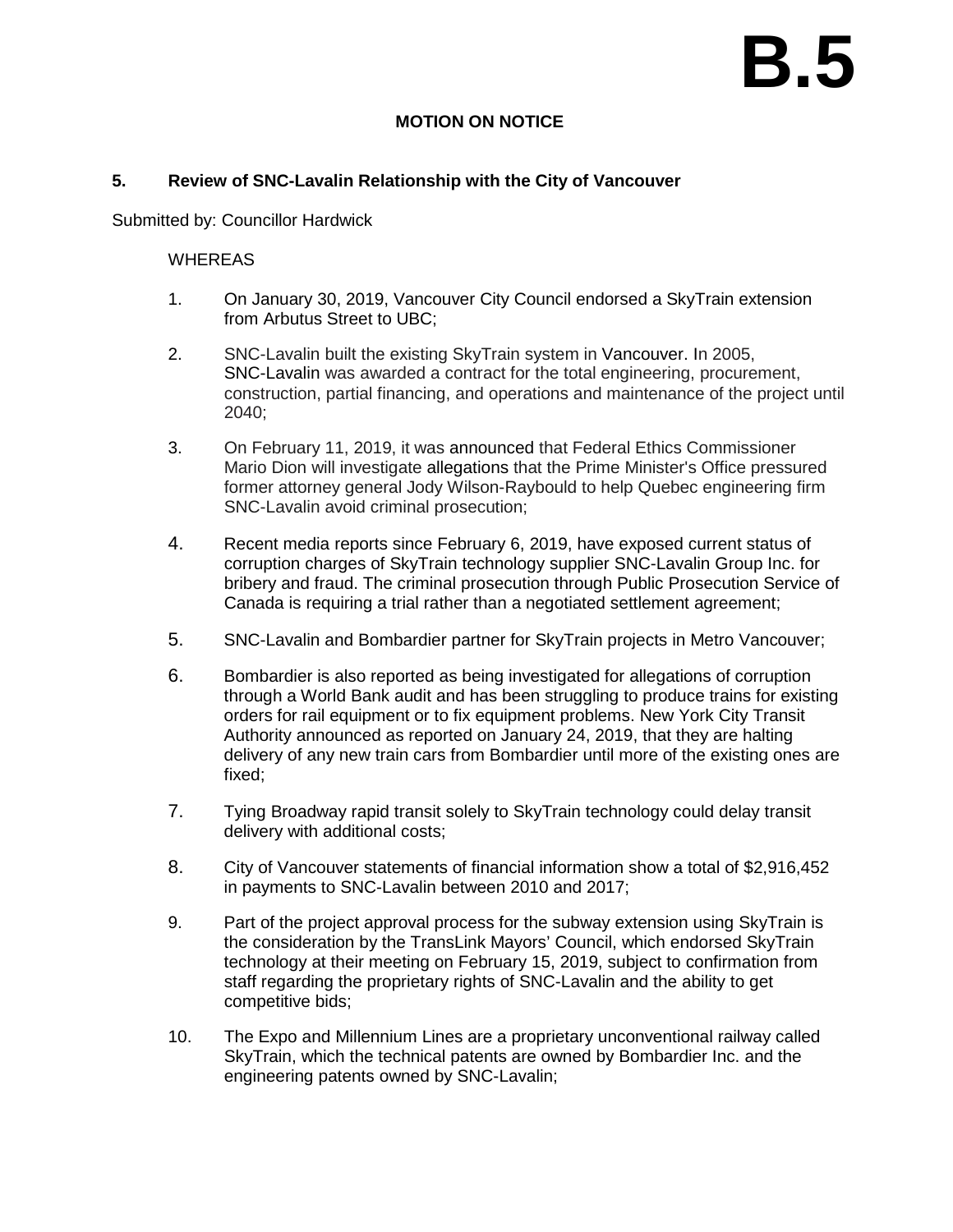# B.5

**MOTION ON NOTICE**

## 5. Review of SNC-Lavalin Relationship with the City of Vancouver

Submitted by: Councillor Hardwick

WHEREAS

1. On January 30, 2019, Vancouver City Council endorsed a SkyTrain extension from Arbutus Street to UBC;
2. SNC-Lavalin built the existing SkyTrain system in Vancouver. In 2005, SNC-Lavalin was awarded a contract for the total engineering, procurement, construction, partial financing, and operations and maintenance of the project until 2040;
3. On February 11, 2019, it was announced that Federal Ethics Commissioner Mario Dion will investigate allegations that the Prime Minister's Office pressured former attorney general Jody Wilson-Raybould to help Quebec engineering firm SNC-Lavalin avoid criminal prosecution;
4. Recent media reports since February 6, 2019, have exposed current status of corruption charges of SkyTrain technology supplier SNC-Lavalin Group Inc. for bribery and fraud. The criminal prosecution through Public Prosecution Service of Canada is requiring a trial rather than a negotiated settlement agreement;
5. SNC-Lavalin and Bombardier partner for SkyTrain projects in Metro Vancouver;
6. Bombardier is also reported as being investigated for allegations of corruption through a World Bank audit and has been struggling to produce trains for existing orders for rail equipment or to fix equipment problems. New York City Transit Authority announced as reported on January 24, 2019, that they are halting delivery of any new train cars from Bombardier until more of the existing ones are fixed;
7. Tying Broadway rapid transit solely to SkyTrain technology could delay transit delivery with additional costs;
8. City of Vancouver statements of financial information show a total of $2,916,452 in payments to SNC-Lavalin between 2010 and 2017;
9. Part of the project approval process for the subway extension using SkyTrain is the consideration by the TransLink Mayors' Council, which endorsed SkyTrain technology at their meeting on February 15, 2019, subject to confirmation from staff regarding the proprietary rights of SNC-Lavalin and the ability to get competitive bids;
10. The Expo and Millennium Lines are a proprietary unconventional railway called SkyTrain, which the technical patents are owned by Bombardier Inc. and the engineering patents owned by SNC-Lavalin;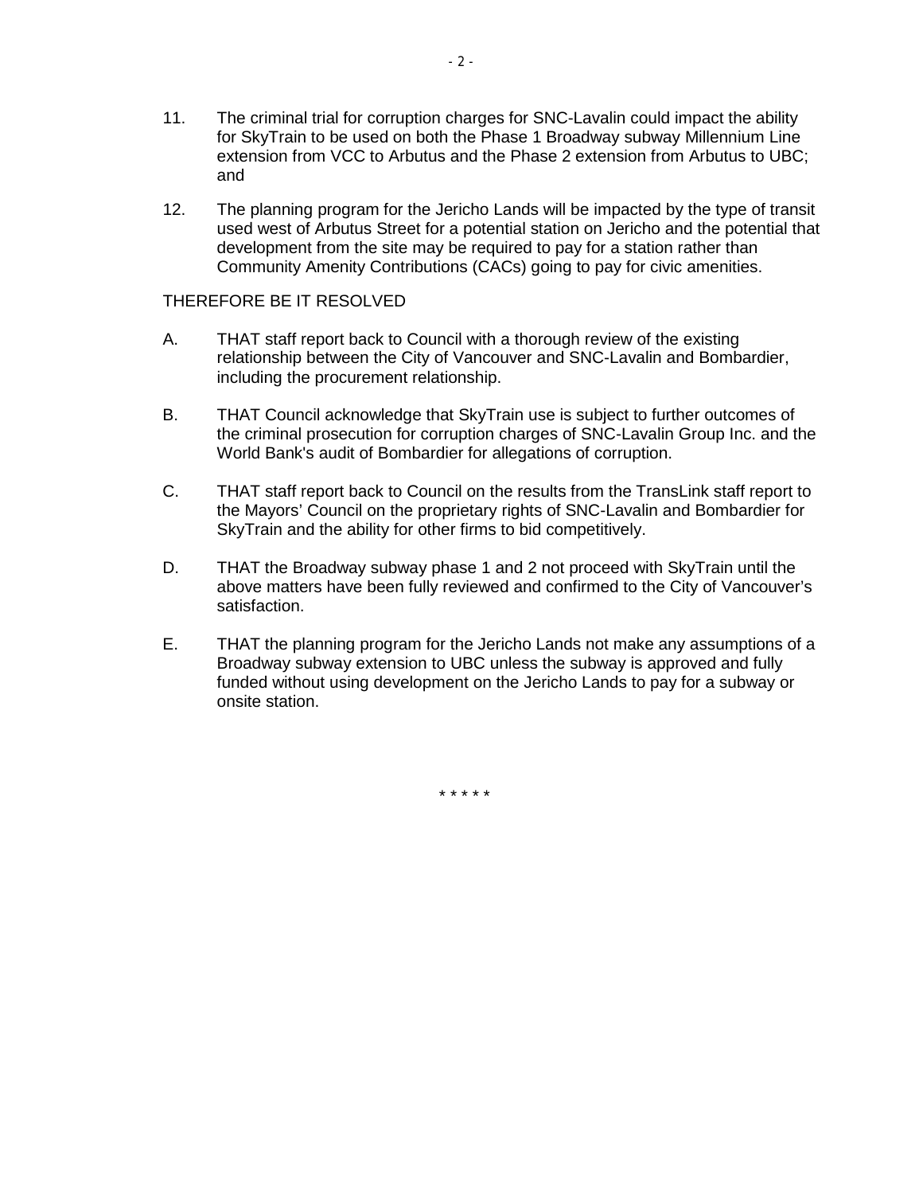11. The criminal trial for corruption charges for SNC-Lavalin could impact the ability for SkyTrain to be used on both the Phase 1 Broadway subway Millennium Line extension from VCC to Arbutus and the Phase 2 extension from Arbutus to UBC; and

12. The planning program for the Jericho Lands will be impacted by the type of transit used west of Arbutus Street for a potential station on Jericho and the potential that development from the site may be required to pay for a station rather than Community Amenity Contributions (CACs) going to pay for civic amenities.

THEREFORE BE IT RESOLVED

A. THAT staff report back to Council with a thorough review of the existing relationship between the City of Vancouver and SNC-Lavalin and Bombardier, including the procurement relationship.

B. THAT Council acknowledge that SkyTrain use is subject to further outcomes of the criminal prosecution for corruption charges of SNC-Lavalin Group Inc. and the World Bank's audit of Bombardier for allegations of corruption.

C. THAT staff report back to Council on the results from the TransLink staff report to the Mayors' Council on the proprietary rights of SNC-Lavalin and Bombardier for SkyTrain and the ability for other firms to bid competitively.

D. THAT the Broadway subway phase 1 and 2 not proceed with SkyTrain until the above matters have been fully reviewed and confirmed to the City of Vancouver's satisfaction.

E. THAT the planning program for the Jericho Lands not make any assumptions of a Broadway subway extension to UBC unless the subway is approved and fully funded without using development on the Jericho Lands to pay for a subway or onsite station.

\* \* \* \* \*